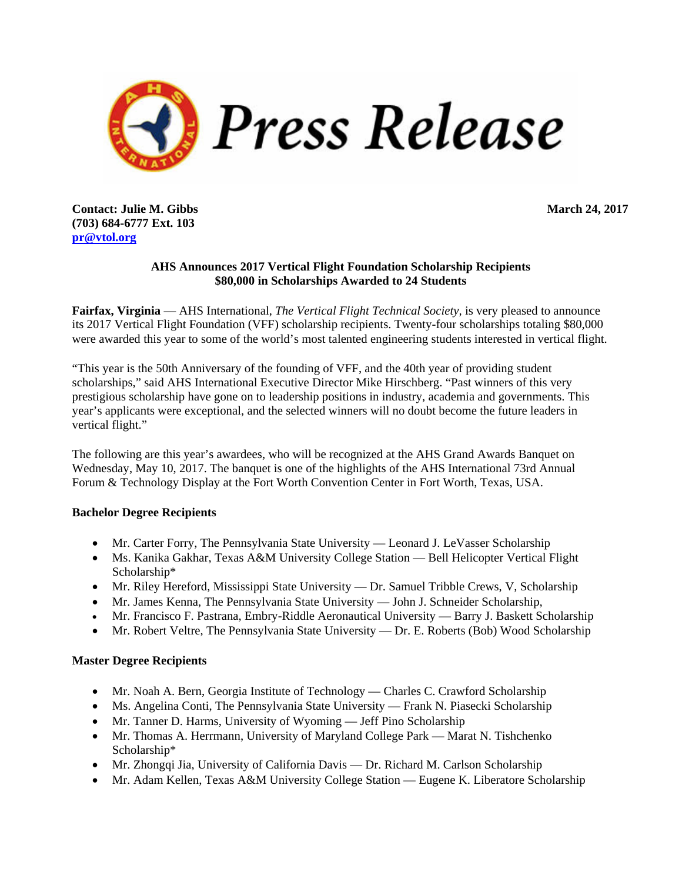# Press Release

**Contact: Julie M. Gibbs**
**(703) 684-6777 Ext. 103**
**pr@vtol.org**

**March 24, 2017**

**AHS Announces 2017 Vertical Flight Foundation Scholarship Recipients**
**$80,000 in Scholarships Awarded to 24 Students**

**Fairfax, Virginia** — AHS International, *The Vertical Flight Technical Society*, is very pleased to announce its 2017 Vertical Flight Foundation (VFF) scholarship recipients. Twenty-four scholarships totaling $80,000 were awarded this year to some of the world's most talented engineering students interested in vertical flight.

"This year is the 50th Anniversary of the founding of VFF, and the 40th year of providing student scholarships," said AHS International Executive Director Mike Hirschberg. "Past winners of this very prestigious scholarship have gone on to leadership positions in industry, academia and governments. This year's applicants were exceptional, and the selected winners will no doubt become the future leaders in vertical flight."

The following are this year's awardees, who will be recognized at the AHS Grand Awards Banquet on Wednesday, May 10, 2017. The banquet is one of the highlights of the AHS International 73rd Annual Forum & Technology Display at the Fort Worth Convention Center in Fort Worth, Texas, USA.

**Bachelor Degree Recipients**

- Mr. Carter Forry, The Pennsylvania State University — Leonard J. LeVasser Scholarship
- Ms. Kanika Gakhar, Texas A&M University College Station — Bell Helicopter Vertical Flight Scholarship*
- Mr. Riley Hereford, Mississippi State University — Dr. Samuel Tribble Crews, V, Scholarship
- Mr. James Kenna, The Pennsylvania State University — John J. Schneider Scholarship,
- Mr. Francisco F. Pastrana, Embry-Riddle Aeronautical University — Barry J. Baskett Scholarship
- Mr. Robert Veltre, The Pennsylvania State University — Dr. E. Roberts (Bob) Wood Scholarship

**Master Degree Recipients**

- Mr. Noah A. Bern, Georgia Institute of Technology — Charles C. Crawford Scholarship
- Ms. Angelina Conti, The Pennsylvania State University — Frank N. Piasecki Scholarship
- Mr. Tanner D. Harms, University of Wyoming — Jeff Pino Scholarship
- Mr. Thomas A. Herrmann, University of Maryland College Park — Marat N. Tishchenko Scholarship*
- Mr. Zhongqi Jia, University of California Davis — Dr. Richard M. Carlson Scholarship
- Mr. Adam Kellen, Texas A&M University College Station — Eugene K. Liberatore Scholarship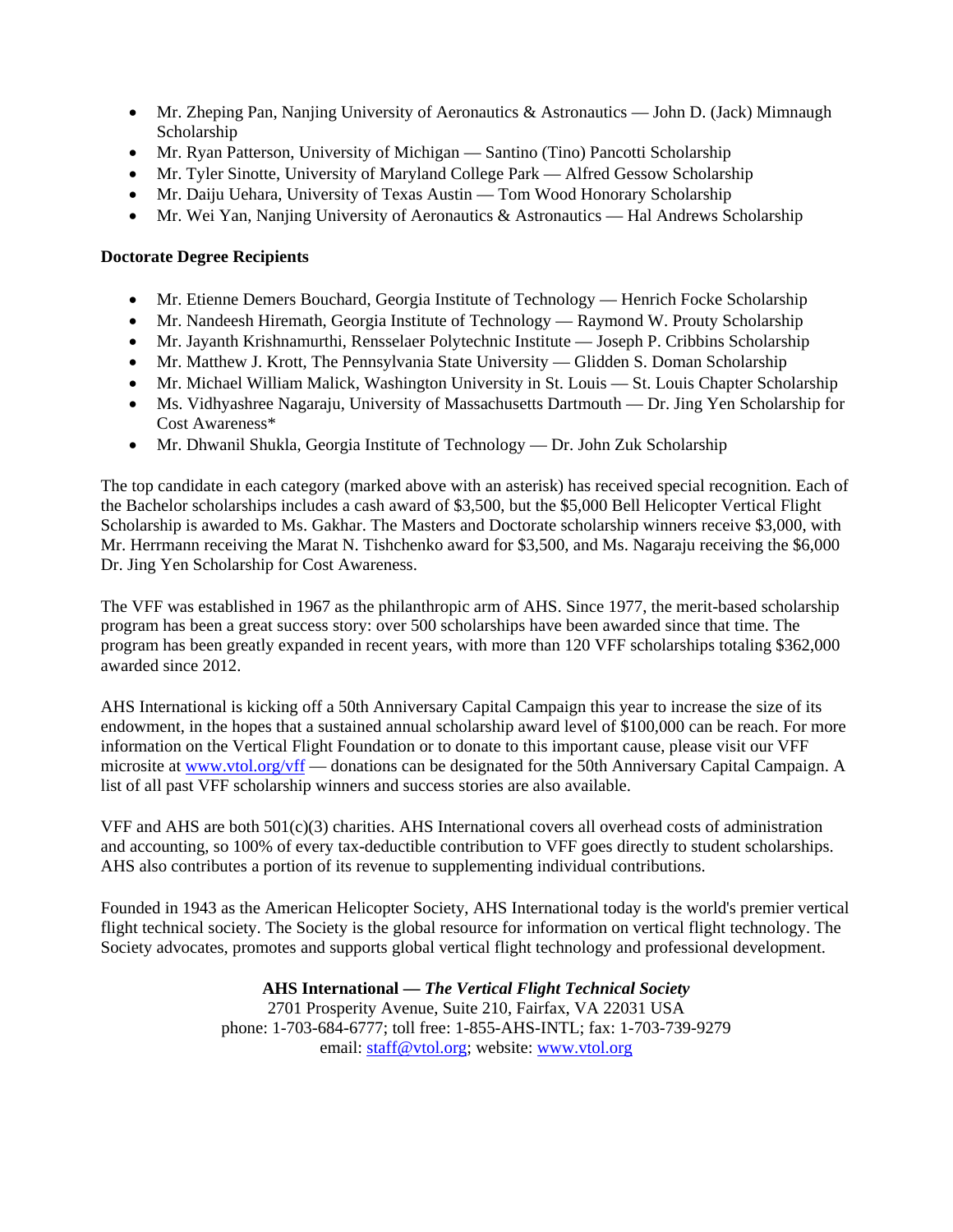- Mr. Zheping Pan, Nanjing University of Aeronautics & Astronautics — John D. (Jack) Mimnaugh Scholarship
- Mr. Ryan Patterson, University of Michigan — Santino (Tino) Pancotti Scholarship
- Mr. Tyler Sinotte, University of Maryland College Park — Alfred Gessow Scholarship
- Mr. Daiju Uehara, University of Texas Austin — Tom Wood Honorary Scholarship
- Mr. Wei Yan, Nanjing University of Aeronautics & Astronautics — Hal Andrews Scholarship

**Doctorate Degree Recipients**

- Mr. Etienne Demers Bouchard, Georgia Institute of Technology — Henrich Focke Scholarship
- Mr. Nandeesh Hiremath, Georgia Institute of Technology — Raymond W. Prouty Scholarship
- Mr. Jayanth Krishnamurthi, Rensselaer Polytechnic Institute — Joseph P. Cribbins Scholarship
- Mr. Matthew J. Krott, The Pennsylvania State University — Glidden S. Doman Scholarship
- Mr. Michael William Malick, Washington University in St. Louis — St. Louis Chapter Scholarship
- Ms. Vidhyashree Nagaraju, University of Massachusetts Dartmouth — Dr. Jing Yen Scholarship for Cost Awareness*
- Mr. Dhwanil Shukla, Georgia Institute of Technology — Dr. John Zuk Scholarship

The top candidate in each category (marked above with an asterisk) has received special recognition. Each of the Bachelor scholarships includes a cash award of $3,500, but the $5,000 Bell Helicopter Vertical Flight Scholarship is awarded to Ms. Gakhar. The Masters and Doctorate scholarship winners receive $3,000, with Mr. Herrmann receiving the Marat N. Tishchenko award for $3,500, and Ms. Nagaraju receiving the $6,000 Dr. Jing Yen Scholarship for Cost Awareness.

The VFF was established in 1967 as the philanthropic arm of AHS. Since 1977, the merit-based scholarship program has been a great success story: over 500 scholarships have been awarded since that time. The program has been greatly expanded in recent years, with more than 120 VFF scholarships totaling $362,000 awarded since 2012.

AHS International is kicking off a 50th Anniversary Capital Campaign this year to increase the size of its endowment, in the hopes that a sustained annual scholarship award level of $100,000 can be reach. For more information on the Vertical Flight Foundation or to donate to this important cause, please visit our VFF microsite at www.vtol.org/vff — donations can be designated for the 50th Anniversary Capital Campaign. A list of all past VFF scholarship winners and success stories are also available.

VFF and AHS are both 501(c)(3) charities. AHS International covers all overhead costs of administration and accounting, so 100% of every tax-deductible contribution to VFF goes directly to student scholarships. AHS also contributes a portion of its revenue to supplementing individual contributions.

Founded in 1943 as the American Helicopter Society, AHS International today is the world's premier vertical flight technical society. The Society is the global resource for information on vertical flight technology. The Society advocates, promotes and supports global vertical flight technology and professional development.

**AHS International — *The Vertical Flight Technical Society***
2701 Prosperity Avenue, Suite 210, Fairfax, VA 22031 USA
phone: 1-703-684-6777; toll free: 1-855-AHS-INTL; fax: 1-703-739-9279
email: staff@vtol.org; website: www.vtol.org